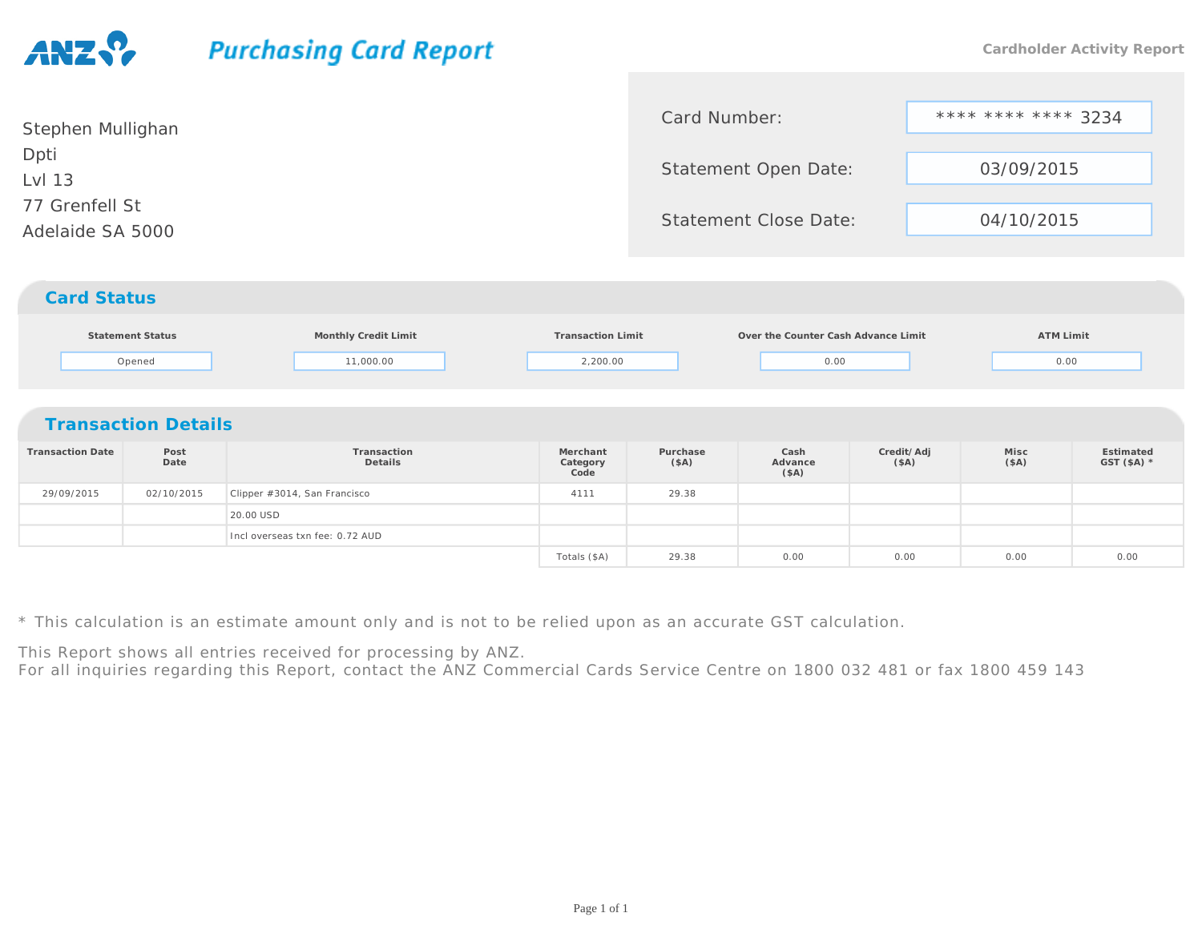ANZ **Purchasing Card Report**

Cardholder Activity Report

Stephen Mullighan
Dpti
Lvl 13
77 Grenfell St
Adelaide SA 5000

| | |
|---|---|
| Card Number: | **** **** **** 3234 |
| Statement Open Date: | 03/09/2015 |
| Statement Close Date: | 04/10/2015 |

## Card Status

| Statement Status | Monthly Credit Limit | Transaction Limit | Over the Counter Cash Advance Limit | ATM Limit |
|---|---|---|---|---|
| Opened | 11,000.00 | 2,200.00 | 0.00 | 0.00 |

## Transaction Details

| Transaction Date | Post Date | Transaction Details | Merchant Category Code | Purchase ($A) | Cash Advance ($A) | Credit/ Adj ($A) | Misc ($A) | Estimated GST ($A) * |
|---|---|---|---|---|---|---|---|---|
| 29/09/2015 | 02/10/2015 | Clipper #3014, San Francisco | 4111 | 29.38 | | | | |
| | | 20.00 USD | | | | | | |
| | | Incl overseas txn fee: 0.72 AUD | | | | | | |
| | | | Totals ($A) | 29.38 | 0.00 | 0.00 | 0.00 | 0.00 |

* This calculation is an estimate amount only and is not to be relied upon as an accurate GST calculation.

This Report shows all entries received for processing by ANZ.
For all inquiries regarding this Report, contact the ANZ Commercial Cards Service Centre on 1800 032 481 or fax 1800 459 143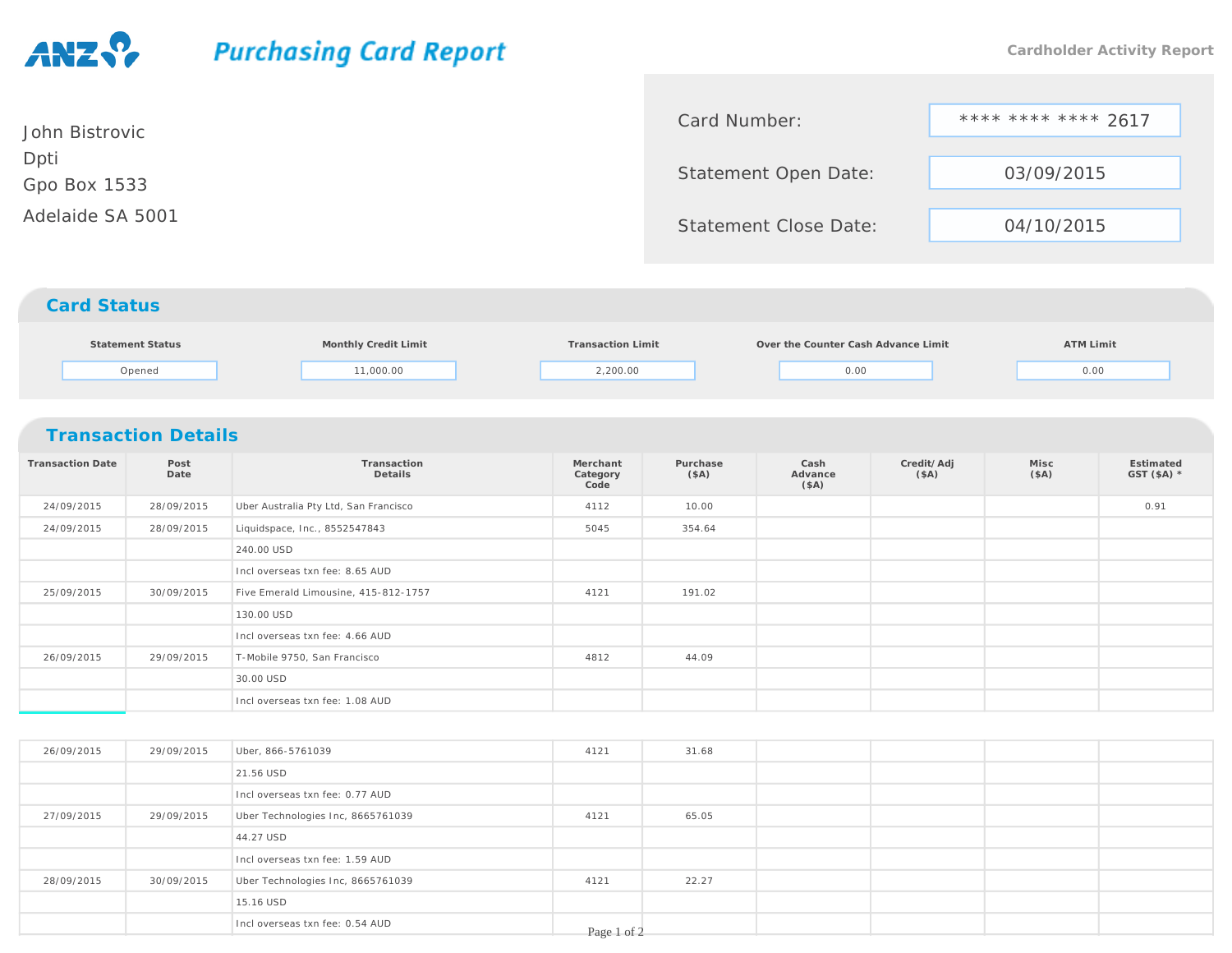ANZ

# Purchasing Card Report

Cardholder Activity Report

John Bistrovic
Dpti
Gpo Box 1533
Adelaide SA 5001

| | |
|---|---|
| Card Number: | **** **** **** 2617 |
| Statement Open Date: | 03/09/2015 |
| Statement Close Date: | 04/10/2015 |

## Card Status

| Statement Status | Monthly Credit Limit | Transaction Limit | Over the Counter Cash Advance Limit | ATM Limit |
|---|---|---|---|---|
| Opened | 11,000.00 | 2,200.00 | 0.00 | 0.00 |

## Transaction Details

| Transaction Date | Post Date | Transaction Details | Merchant Category Code | Purchase ($A) | Cash Advance ($A) | Credit/ Adj ($A) | Misc ($A) | Estimated GST ($A) * |
|---|---|---|---|---|---|---|---|---|
| 24/09/2015 | 28/09/2015 | Uber Australia Pty Ltd, San Francisco | 4112 | 10.00 | | | | 0.91 |
| 24/09/2015 | 28/09/2015 | Liquidspace, Inc., 8552547843 | 5045 | 354.64 | | | | |
| | | 240.00 USD | | | | | | |
| | | Incl overseas txn fee: 8.65 AUD | | | | | | |
| 25/09/2015 | 30/09/2015 | Five Emerald Limousine, 415-812-1757 | 4121 | 191.02 | | | | |
| | | 130.00 USD | | | | | | |
| | | Incl overseas txn fee: 4.66 AUD | | | | | | |
| 26/09/2015 | 29/09/2015 | T-Mobile 9750, San Francisco | 4812 | 44.09 | | | | |
| | | 30.00 USD | | | | | | |
| | | Incl overseas txn fee: 1.08 AUD | | | | | | |
| 26/09/2015 | 29/09/2015 | Uber, 866-5761039 | 4121 | 31.68 | | | | |
| | | 21.56 USD | | | | | | |
| | | Incl overseas txn fee: 0.77 AUD | | | | | | |
| 27/09/2015 | 29/09/2015 | Uber Technologies Inc, 8665761039 | 4121 | 65.05 | | | | |
| | | 44.27 USD | | | | | | |
| | | Incl overseas txn fee: 1.59 AUD | | | | | | |
| 28/09/2015 | 30/09/2015 | Uber Technologies Inc, 8665761039 | 4121 | 22.27 | | | | |
| | | 15.16 USD | | | | | | |
| | | Incl overseas txn fee: 0.54 AUD | | | | | | |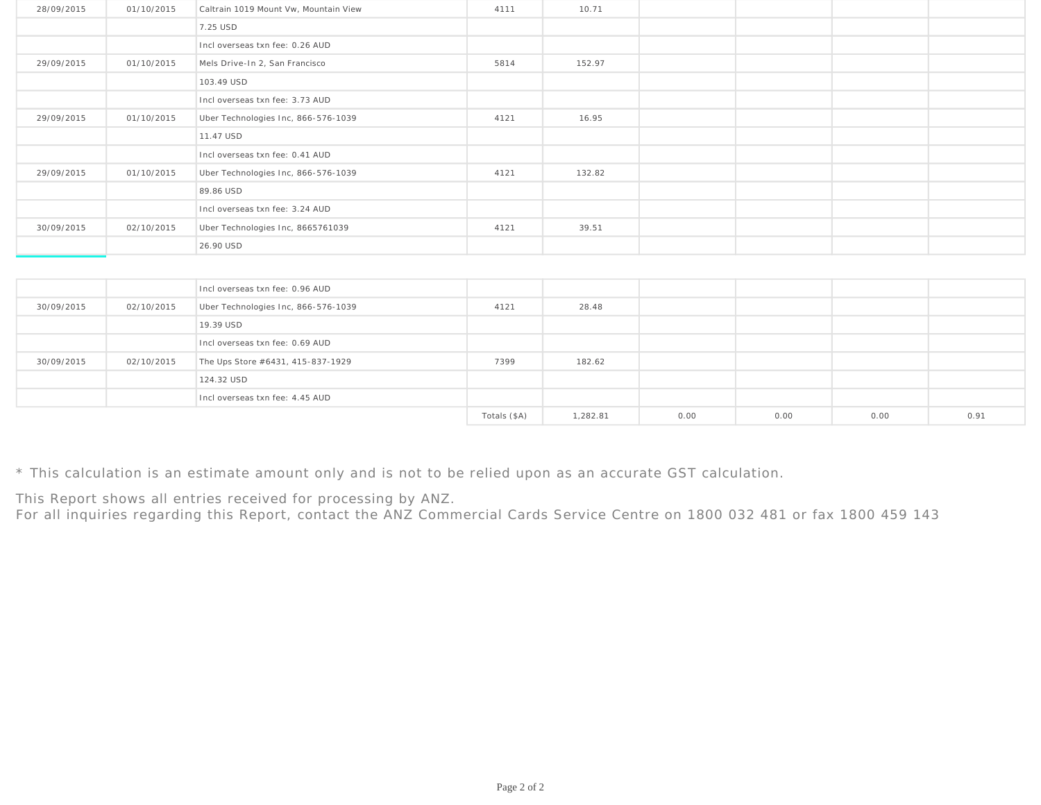| | | | | | | | | |
|---|---|---|---|---|---|---|---|---|
| 28/09/2015 | 01/10/2015 | Caltrain 1019 Mount Vw, Mountain View | 4111 | 10.71 | | | | |
| | | 7.25 USD | | | | | | |
| | | Incl overseas txn fee: 0.26 AUD | | | | | | |
| 29/09/2015 | 01/10/2015 | Mels Drive-In 2, San Francisco | 5814 | 152.97 | | | | |
| | | 103.49 USD | | | | | | |
| | | Incl overseas txn fee: 3.73 AUD | | | | | | |
| 29/09/2015 | 01/10/2015 | Uber Technologies Inc, 866-576-1039 | 4121 | 16.95 | | | | |
| | | 11.47 USD | | | | | | |
| | | Incl overseas txn fee: 0.41 AUD | | | | | | |
| 29/09/2015 | 01/10/2015 | Uber Technologies Inc, 866-576-1039 | 4121 | 132.82 | | | | |
| | | 89.86 USD | | | | | | |
| | | Incl overseas txn fee: 3.24 AUD | | | | | | |
| 30/09/2015 | 02/10/2015 | Uber Technologies Inc, 8665761039 | 4121 | 39.51 | | | | |
| | | 26.90 USD | | | | | | |
| | | Incl overseas txn fee: 0.96 AUD | | | | | | |
| 30/09/2015 | 02/10/2015 | Uber Technologies Inc, 866-576-1039 | 4121 | 28.48 | | | | |
| | | 19.39 USD | | | | | | |
| | | Incl overseas txn fee: 0.69 AUD | | | | | | |
| 30/09/2015 | 02/10/2015 | The Ups Store #6431, 415-837-1929 | 7399 | 182.62 | | | | |
| | | 124.32 USD | | | | | | |
| | | Incl overseas txn fee: 4.45 AUD | | | | | | |
| | | | Totals ($A) | 1,282.81 | 0.00 | 0.00 | 0.00 | 0.91 |

* This calculation is an estimate amount only and is not to be relied upon as an accurate GST calculation.

This Report shows all entries received for processing by ANZ.
For all inquiries regarding this Report, contact the ANZ Commercial Cards Service Centre on 1800 032 481 or fax 1800 459 143